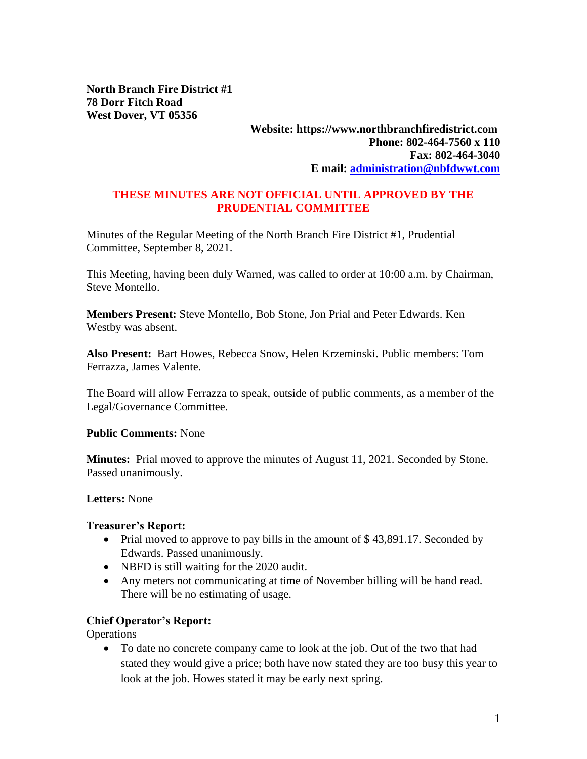**North Branch Fire District #1**
**78 Dorr Fitch Road**
**West Dover, VT 05356**

**Website: https://www.northbranchfiredistrict.com**
**Phone: 802-464-7560 x 110**
**Fax: 802-464-3040**
**E mail: [administration@nbfdwwt.com](mailto:administration@nbfdwwt.com)**

**THESE MINUTES ARE NOT OFFICIAL UNTIL APPROVED BY THE PRUDENTIAL COMMITTEE**

Minutes of the Regular Meeting of the North Branch Fire District #1, Prudential Committee, September 8, 2021.

This Meeting, having been duly Warned, was called to order at 10:00 a.m. by Chairman, Steve Montello.

**Members Present:** Steve Montello, Bob Stone, Jon Prial and Peter Edwards. Ken Westby was absent.

**Also Present:** Bart Howes, Rebecca Snow, Helen Krzeminski. Public members: Tom Ferrazza, James Valente.

The Board will allow Ferrazza to speak, outside of public comments, as a member of the Legal/Governance Committee.

**Public Comments:** None

**Minutes:** Prial moved to approve the minutes of August 11, 2021. Seconded by Stone. Passed unanimously.

**Letters:** None

**Treasurer's Report:**

- Prial moved to approve to pay bills in the amount of $ 43,891.17. Seconded by Edwards. Passed unanimously.
- NBFD is still waiting for the 2020 audit.
- Any meters not communicating at time of November billing will be hand read. There will be no estimating of usage.

**Chief Operator's Report:**

Operations

- To date no concrete company came to look at the job. Out of the two that had stated they would give a price; both have now stated they are too busy this year to look at the job. Howes stated it may be early next spring.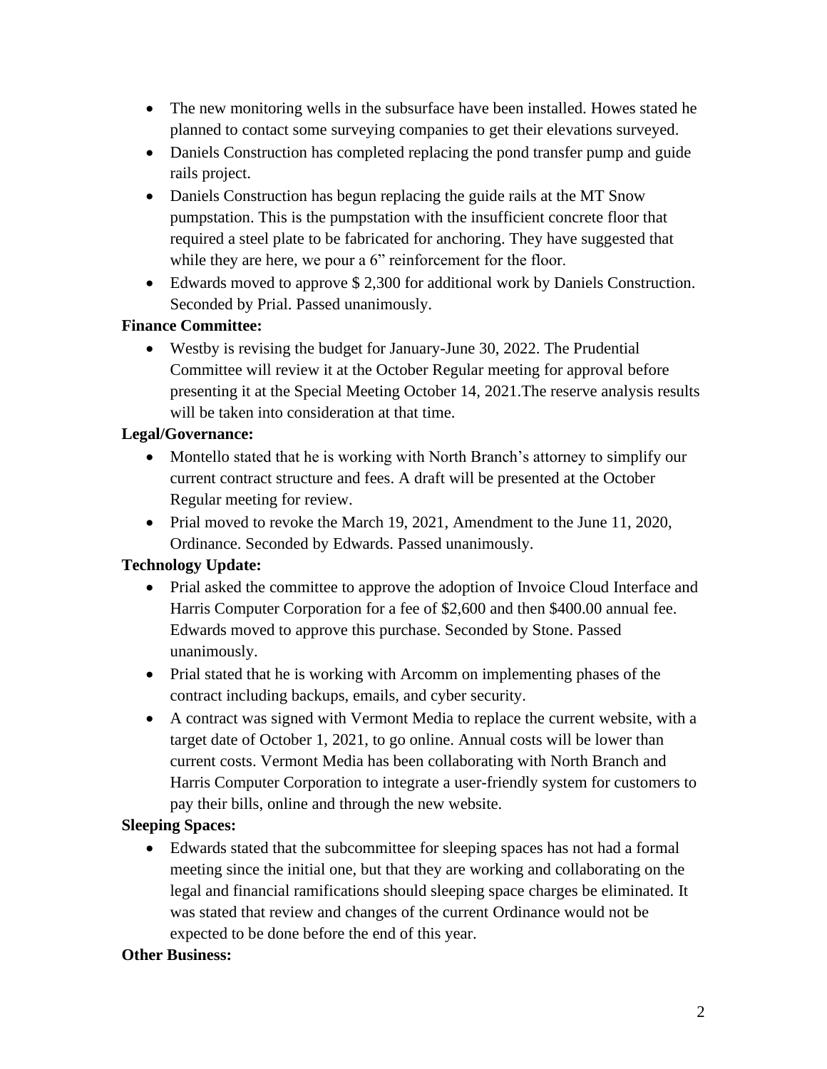- The new monitoring wells in the subsurface have been installed. Howes stated he planned to contact some surveying companies to get their elevations surveyed.
- Daniels Construction has completed replacing the pond transfer pump and guide rails project.
- Daniels Construction has begun replacing the guide rails at the MT Snow pumpstation. This is the pumpstation with the insufficient concrete floor that required a steel plate to be fabricated for anchoring. They have suggested that while they are here, we pour a 6" reinforcement for the floor.
- Edwards moved to approve $ 2,300 for additional work by Daniels Construction. Seconded by Prial. Passed unanimously.

**Finance Committee:**

- Westby is revising the budget for January-June 30, 2022. The Prudential Committee will review it at the October Regular meeting for approval before presenting it at the Special Meeting October 14, 2021.The reserve analysis results will be taken into consideration at that time.

**Legal/Governance:**

- Montello stated that he is working with North Branch's attorney to simplify our current contract structure and fees. A draft will be presented at the October Regular meeting for review.
- Prial moved to revoke the March 19, 2021, Amendment to the June 11, 2020, Ordinance. Seconded by Edwards. Passed unanimously.

**Technology Update:**

- Prial asked the committee to approve the adoption of Invoice Cloud Interface and Harris Computer Corporation for a fee of $2,600 and then $400.00 annual fee. Edwards moved to approve this purchase. Seconded by Stone. Passed unanimously.
- Prial stated that he is working with Arcomm on implementing phases of the contract including backups, emails, and cyber security.
- A contract was signed with Vermont Media to replace the current website, with a target date of October 1, 2021, to go online. Annual costs will be lower than current costs. Vermont Media has been collaborating with North Branch and Harris Computer Corporation to integrate a user-friendly system for customers to pay their bills, online and through the new website.

**Sleeping Spaces:**

- Edwards stated that the subcommittee for sleeping spaces has not had a formal meeting since the initial one, but that they are working and collaborating on the legal and financial ramifications should sleeping space charges be eliminated. It was stated that review and changes of the current Ordinance would not be expected to be done before the end of this year.

**Other Business:**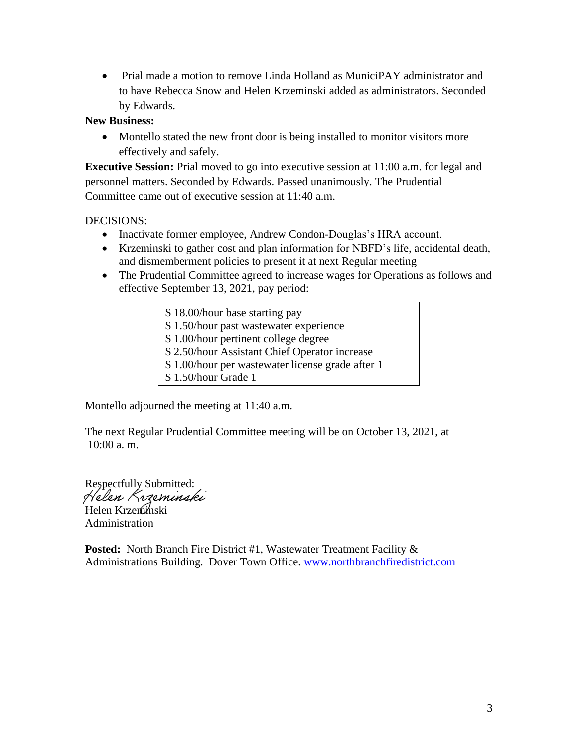- Prial made a motion to remove Linda Holland as MuniciPAY administrator and to have Rebecca Snow and Helen Krzeminski added as administrators. Seconded by Edwards.

**New Business:**

- Montello stated the new front door is being installed to monitor visitors more effectively and safely.

**Executive Session:** Prial moved to go into executive session at 11:00 a.m. for legal and personnel matters. Seconded by Edwards. Passed unanimously. The Prudential Committee came out of executive session at 11:40 a.m.

DECISIONS:

- Inactivate former employee, Andrew Condon-Douglas's HRA account.
- Krzeminski to gather cost and plan information for NBFD's life, accidental death, and dismemberment policies to present it at next Regular meeting
- The Prudential Committee agreed to increase wages for Operations as follows and effective September 13, 2021, pay period:

| |
|---|
| $ 18.00/hour base starting pay |
| $ 1.50/hour past wastewater experience |
| $ 1.00/hour pertinent college degree |
| $ 2.50/hour Assistant Chief Operator increase |
| $ 1.00/hour per wastewater license grade after 1 |
| $ 1.50/hour Grade 1 |

Montello adjourned the meeting at 11:40 a.m.

The next Regular Prudential Committee meeting will be on October 13, 2021, at 10:00 a. m.

Respectfully Submitted:
Helen Krzeminski
Helen Krzeminski
Administration

**Posted:** North Branch Fire District #1, Wastewater Treatment Facility & Administrations Building. Dover Town Office. www.northbranchfiredistrict.com